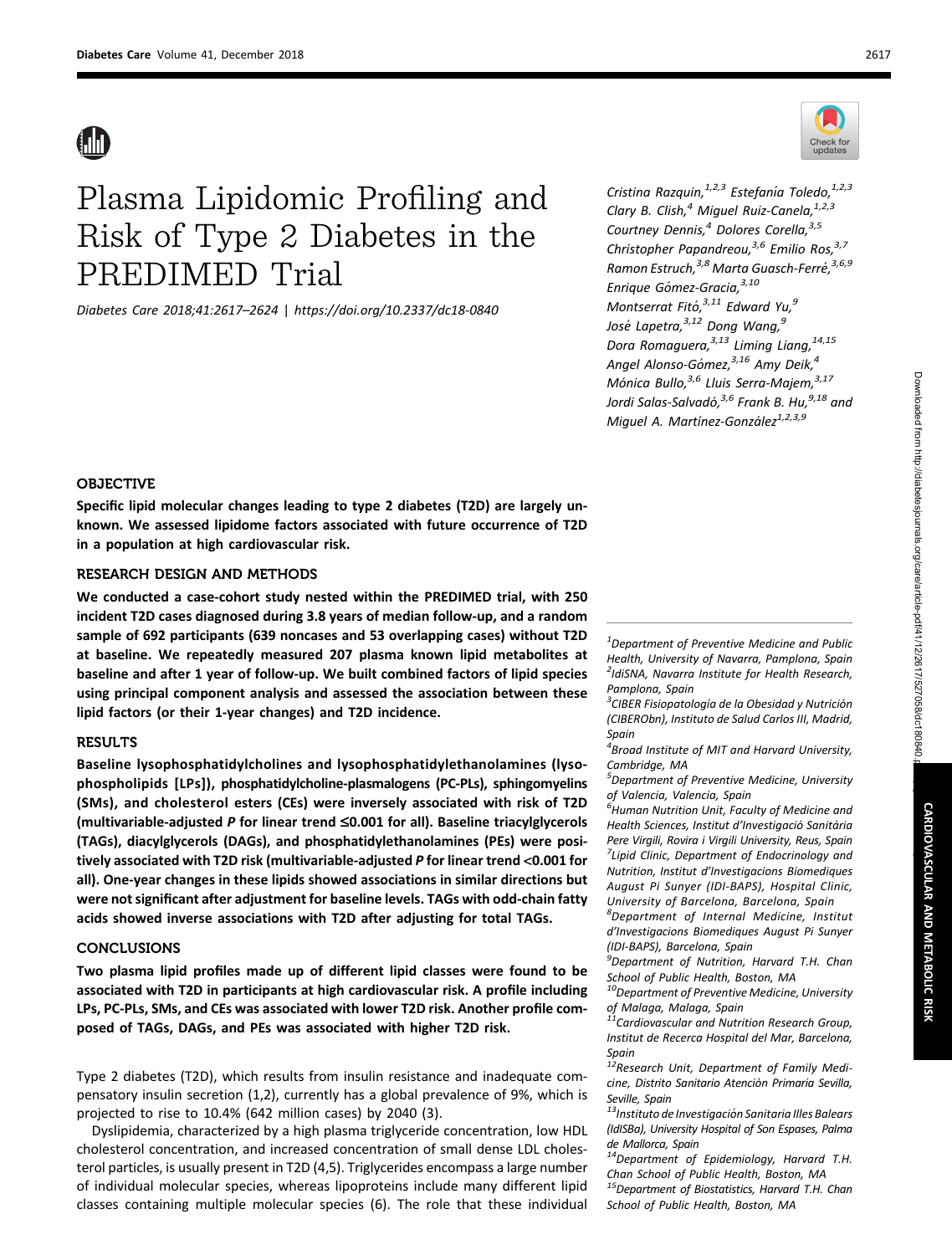# Plasma Lipidomic Profiling and Risk of Type 2 Diabetes in the PREDIMED Trial

Diabetes Care 2018;41:2617–2624 | https://doi.org/10.2337/dc18-0840

Cristina Razquin,[1,2,3] Estefanía Toledo,[1,2,3] Clary B. Clish,[4] Miguel Ruiz-Canela,[1,2,3] Courtney Dennis,[4] Dolores Corella,[3,5] Christopher Papandreou,[3,6] Emilio Ros,[3,7] Ramon Estruch,[3,8] Marta Guasch-Ferré,[3,6,9] Enrique Gómez-Gracia,[3,10] Montserrat Fitó,[3,11] Edward Yu,[9] José Lapetra,[3,12] Dong Wang,[9] Dora Romaguera,[3,13] Liming Liang,[14,15] Angel Alonso-Gómez,[3,16] Amy Deik,[4] Mónica Bullo,[3,6] Lluis Serra-Majem,[3,17] Jordi Salas-Salvadó,[3,6] Frank B. Hu,[9,18] and Miguel A. Martínez-González[1,2,3,9]

## OBJECTIVE

**Specific lipid molecular changes leading to type 2 diabetes (T2D) are largely unknown. We assessed lipidome factors associated with future occurrence of T2D in a population at high cardiovascular risk.**

## RESEARCH DESIGN AND METHODS

**We conducted a case-cohort study nested within the PREDIMED trial, with 250 incident T2D cases diagnosed during 3.8 years of median follow-up, and a random sample of 692 participants (639 noncases and 53 overlapping cases) without T2D at baseline. We repeatedly measured 207 plasma known lipid metabolites at baseline and after 1 year of follow-up. We built combined factors of lipid species using principal component analysis and assessed the association between these lipid factors (or their 1-year changes) and T2D incidence.**

## RESULTS

**Baseline lysophosphatidylcholines and lysophosphatidylethanolamines (lysophospholipids [LPs]), phosphatidylcholine-plasmalogens (PC-PLs), sphingomyelins (SMs), and cholesterol esters (CEs) were inversely associated with risk of T2D (multivariable-adjusted $P$ for linear trend ≤0.001 for all). Baseline triacylglycerols (TAGs), diacylglycerols (DAGs), and phosphatidylethanolamines (PEs) were positively associated with T2D risk (multivariable-adjusted $P$ for linear trend <0.001 for all). One-year changes in these lipids showed associations in similar directions but were not significant after adjustment for baseline levels. TAGs with odd-chain fatty acids showed inverse associations with T2D after adjusting for total TAGs.**

## CONCLUSIONS

**Two plasma lipid profiles made up of different lipid classes were found to be associated with T2D in participants at high cardiovascular risk. A profile including LPs, PC-PLs, SMs, and CEs was associated with lower T2D risk. Another profile composed of TAGs, DAGs, and PEs was associated with higher T2D risk.**

Type 2 diabetes (T2D), which results from insulin resistance and inadequate compensatory insulin secretion (1,2), currently has a global prevalence of 9%, which is projected to rise to 10.4% (642 million cases) by 2040 (3).

Dyslipidemia, characterized by a high plasma triglyceride concentration, low HDL cholesterol concentration, and increased concentration of small dense LDL cholesterol particles, is usually present in T2D (4,5). Triglycerides encompass a large number of individual molecular species, whereas lipoproteins include many different lipid classes containing multiple molecular species (6). The role that these individual

---

[1]*Department of Preventive Medicine and Public Health, University of Navarra, Pamplona, Spain*
[2]*IdiSNA, Navarra Institute for Health Research, Pamplona, Spain*
[3]*CIBER Fisiopatología de la Obesidad y Nutrición (CIBERObn), Instituto de Salud Carlos III, Madrid, Spain*
[4]*Broad Institute of MIT and Harvard University, Cambridge, MA*
[5]*Department of Preventive Medicine, University of Valencia, Valencia, Spain*
[6]*Human Nutrition Unit, Faculty of Medicine and Health Sciences, Institut d'Investigació Sanitària Pere Virgili, Rovira i Virgili University, Reus, Spain*
[7]*Lipid Clinic, Department of Endocrinology and Nutrition, Institut d'Investigacions Biomediques August Pi Sunyer (IDI-BAPS), Hospital Clinic, University of Barcelona, Barcelona, Spain*
[8]*Department of Internal Medicine, Institut d'Investigacions Biomediques August Pi Sunyer (IDI-BAPS), Barcelona, Spain*
[9]*Department of Nutrition, Harvard T.H. Chan School of Public Health, Boston, MA*
[10]*Department of Preventive Medicine, University of Malaga, Malaga, Spain*
[11]*Cardiovascular and Nutrition Research Group, Institut de Recerca Hospital del Mar, Barcelona, Spain*
[12]*Research Unit, Department of Family Medicine, Distrito Sanitario Atención Primaria Sevilla, Seville, Spain*
[13]*Instituto de Investigación Sanitaria Illes Balears (IdISBa), University Hospital of Son Espases, Palma de Mallorca, Spain*
[14]*Department of Epidemiology, Harvard T.H. Chan School of Public Health, Boston, MA*
[15]*Department of Biostatistics, Harvard T.H. Chan School of Public Health, Boston, MA*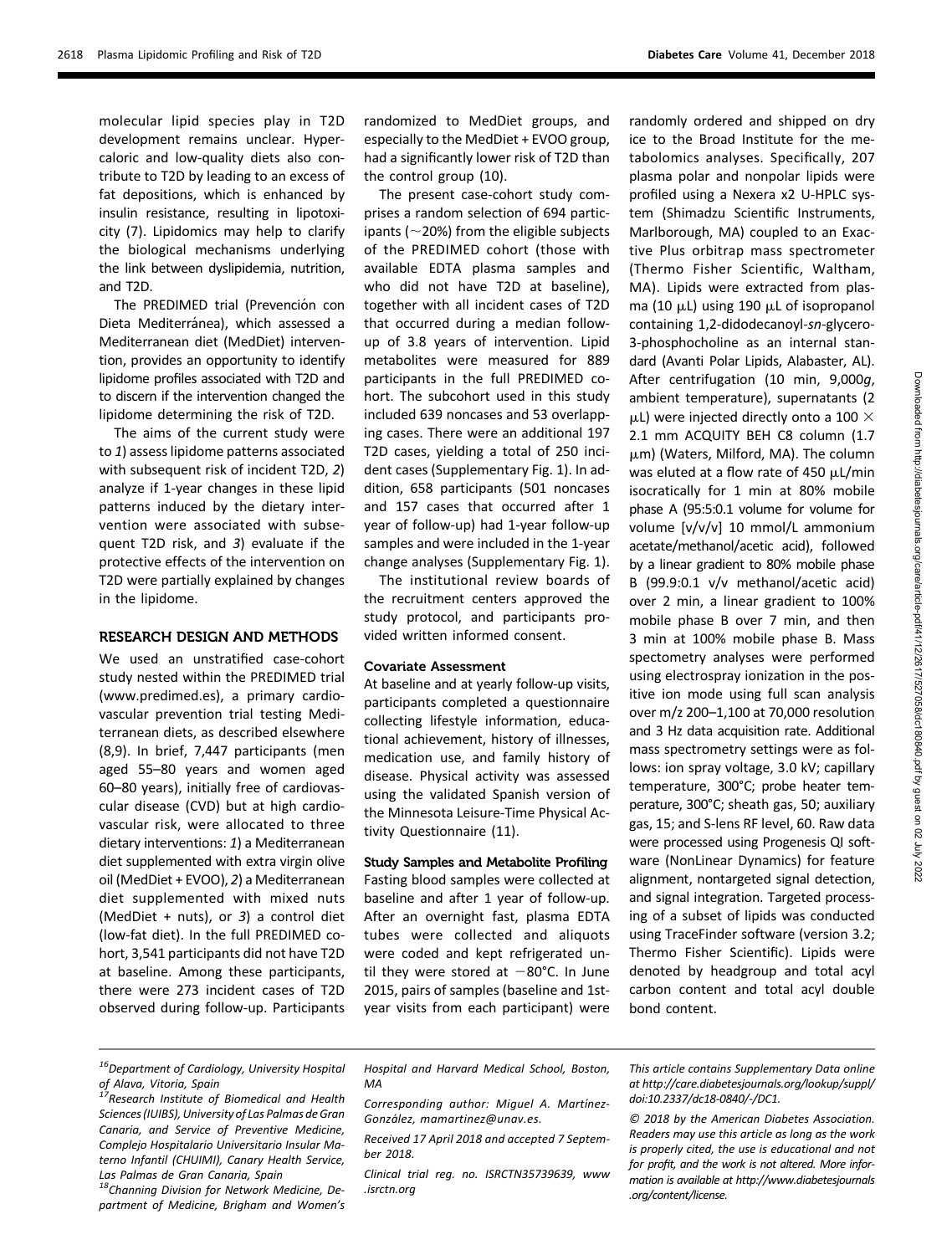molecular lipid species play in T2D development remains unclear. Hypercaloric and low-quality diets also contribute to T2D by leading to an excess of fat depositions, which is enhanced by insulin resistance, resulting in lipotoxicity (7). Lipidomics may help to clarify the biological mechanisms underlying the link between dyslipidemia, nutrition, and T2D.

The PREDIMED trial (Prevención con Dieta Mediterránea), which assessed a Mediterranean diet (MedDiet) intervention, provides an opportunity to identify lipidome profiles associated with T2D and to discern if the intervention changed the lipidome determining the risk of T2D.

The aims of the current study were to *1*) assess lipidome patterns associated with subsequent risk of incident T2D, *2*) analyze if 1-year changes in these lipid patterns induced by the dietary intervention were associated with subsequent T2D risk, and *3*) evaluate if the protective effects of the intervention on T2D were partially explained by changes in the lipidome.

## RESEARCH DESIGN AND METHODS

We used an unstratified case-cohort study nested within the PREDIMED trial (www.predimed.es), a primary cardiovascular prevention trial testing Mediterranean diets, as described elsewhere (8,9). In brief, 7,447 participants (men aged 55–80 years and women aged 60–80 years), initially free of cardiovascular disease (CVD) but at high cardiovascular risk, were allocated to three dietary interventions: *1*) a Mediterranean diet supplemented with extra virgin olive oil (MedDiet + EVOO), *2*) a Mediterranean diet supplemented with mixed nuts (MedDiet + nuts), or *3*) a control diet (low-fat diet). In the full PREDIMED cohort, 3,541 participants did not have T2D at baseline. Among these participants, there were 273 incident cases of T2D observed during follow-up. Participants randomized to MedDiet groups, and especially to the MedDiet + EVOO group, had a significantly lower risk of T2D than the control group (10).

The present case-cohort study comprises a random selection of 694 participants (~20%) from the eligible subjects of the PREDIMED cohort (those with available EDTA plasma samples and who did not have T2D at baseline), together with all incident cases of T2D that occurred during a median follow-up of 3.8 years of intervention. Lipid metabolites were measured for 889 participants in the full PREDIMED cohort. The subcohort used in this study included 639 noncases and 53 overlapping cases. There were an additional 197 T2D cases, yielding a total of 250 incident cases (Supplementary Fig. 1). In addition, 658 participants (501 noncases and 157 cases that occurred after 1 year of follow-up) had 1-year follow-up samples and were included in the 1-year change analyses (Supplementary Fig. 1).

The institutional review boards of the recruitment centers approved the study protocol, and participants provided written informed consent.

### Covariate Assessment

At baseline and at yearly follow-up visits, participants completed a questionnaire collecting lifestyle information, educational achievement, history of illnesses, medication use, and family history of disease. Physical activity was assessed using the validated Spanish version of the Minnesota Leisure-Time Physical Activity Questionnaire (11).

### Study Samples and Metabolite Profiling

Fasting blood samples were collected at baseline and after 1 year of follow-up. After an overnight fast, plasma EDTA tubes were collected and aliquots were coded and kept refrigerated until they were stored at −80°C. In June 2015, pairs of samples (baseline and 1st-year visits from each participant) were randomly ordered and shipped on dry ice to the Broad Institute for the metabolomics analyses. Specifically, 207 plasma polar and nonpolar lipids were profiled using a Nexera x2 U-HPLC system (Shimadzu Scientific Instruments, Marlborough, MA) coupled to an Exactive Plus orbitrap mass spectrometer (Thermo Fisher Scientific, Waltham, MA). Lipids were extracted from plasma (10 μL) using 190 μL of isopropanol containing 1,2-didodecanoyl-*sn*-glycero-3-phosphocholine as an internal standard (Avanti Polar Lipids, Alabaster, AL). After centrifugation (10 min, 9,000*g*, ambient temperature), supernatants (2 μL) were injected directly onto a 100 × 2.1 mm ACQUITY BEH C8 column (1.7 μm) (Waters, Milford, MA). The column was eluted at a flow rate of 450 μL/min isocratically for 1 min at 80% mobile phase A (95:5:0.1 volume for volume for volume [v/v/v] 10 mmol/L ammonium acetate/methanol/acetic acid), followed by a linear gradient to 80% mobile phase B (99.9:0.1 v/v methanol/acetic acid) over 2 min, a linear gradient to 100% mobile phase B over 7 min, and then 3 min at 100% mobile phase B. Mass spectrometry analyses were performed using electrospray ionization in the positive ion mode using full scan analysis over m/z 200–1,100 at 70,000 resolution and 3 Hz data acquisition rate. Additional mass spectrometry settings were as follows: ion spray voltage, 3.0 kV; capillary temperature, 300°C; probe heater temperature, 300°C; sheath gas, 50; auxiliary gas, 15; and S-lens RF level, 60. Raw data were processed using Progenesis QI software (NonLinear Dynamics) for feature alignment, nontargeted signal detection, and signal integration. Targeted processing of a subset of lipids was conducted using TraceFinder software (version 3.2; Thermo Fisher Scientific). Lipids were denoted by headgroup and total acyl carbon content and total acyl double bond content.

---

[16]*Department of Cardiology, University Hospital of Alava, Vitoria, Spain*

[17]*Research Institute of Biomedical and Health Sciences (IUIBS), University of Las Palmas de Gran Canaria, and Service of Preventive Medicine, Complejo Hospitalario Universitario Insular Materno Infantil (CHUIMI), Canary Health Service, Las Palmas de Gran Canaria, Spain*

[18]*Channing Division for Network Medicine, Department of Medicine, Brigham and Women's Hospital and Harvard Medical School, Boston, MA*

*Corresponding author: Miguel A. Martínez-González, mamartinez@unav.es.*

*Received 17 April 2018 and accepted 7 September 2018.*

*Clinical trial reg. no. ISRCTN35739639, www.isrctn.org*

*This article contains Supplementary Data online at http://care.diabetesjournals.org/lookup/suppl/doi:10.2337/dc18-0840/-/DC1.*

*© 2018 by the American Diabetes Association. Readers may use this article as long as the work is properly cited, the use is educational and not for profit, and the work is not altered. More information is available at http://www.diabetesjournals.org/content/license.*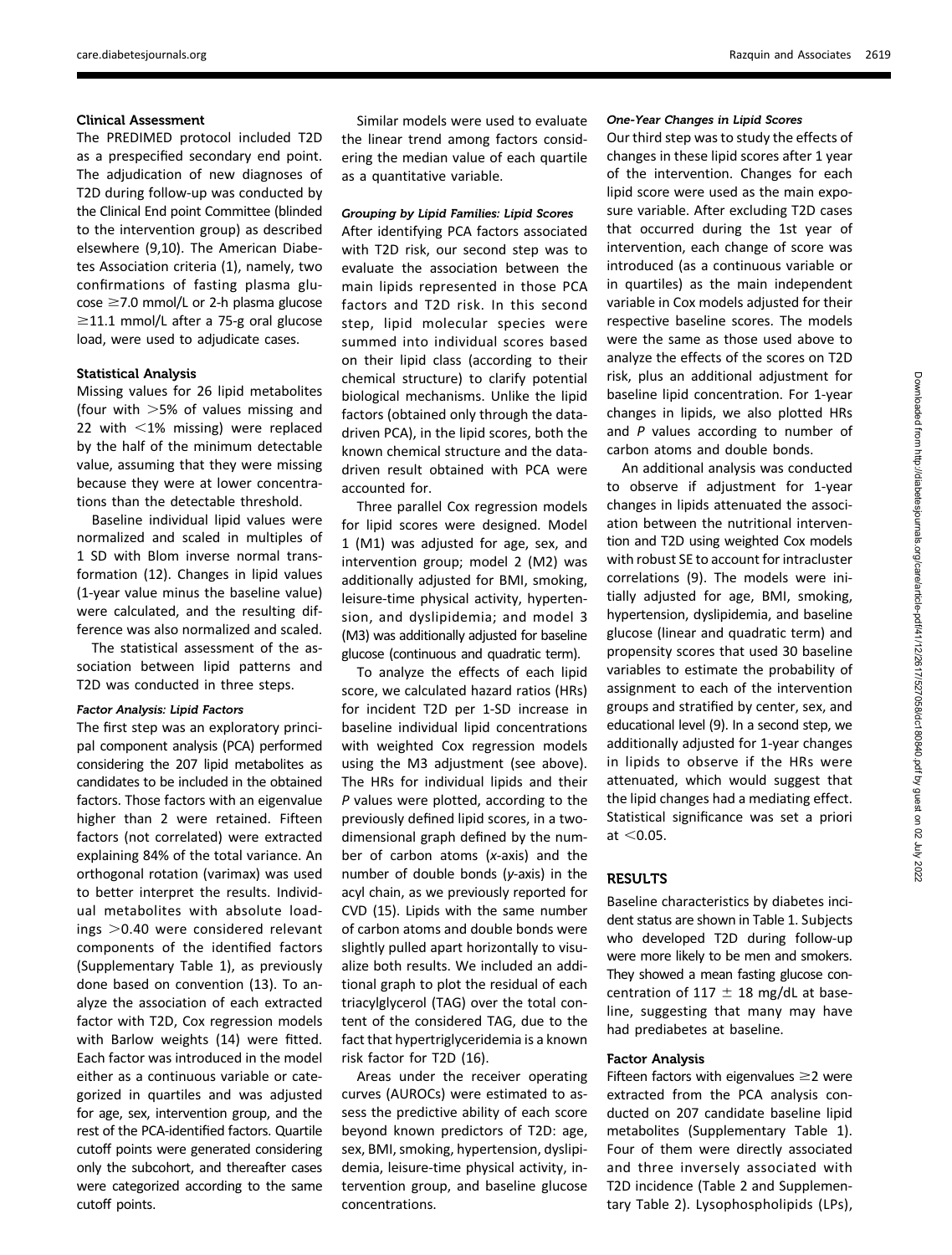### Clinical Assessment

The PREDIMED protocol included T2D as a prespecified secondary end point. The adjudication of new diagnoses of T2D during follow-up was conducted by the Clinical End point Committee (blinded to the intervention group) as described elsewhere (9,10). The American Diabetes Association criteria (1), namely, two confirmations of fasting plasma glucose $\geq$7.0 mmol/L or 2-h plasma glucose $\geq$11.1 mmol/L after a 75-g oral glucose load, were used to adjudicate cases.

### Statistical Analysis

Missing values for 26 lipid metabolites (four with >5% of values missing and 22 with <1% missing) were replaced by the half of the minimum detectable value, assuming that they were missing because they were at lower concentrations than the detectable threshold.

Baseline individual lipid values were normalized and scaled in multiples of 1 SD with Blom inverse normal transformation (12). Changes in lipid values (1-year value minus the baseline value) were calculated, and the resulting difference was also normalized and scaled.

The statistical assessment of the association between lipid patterns and T2D was conducted in three steps.

#### *Factor Analysis: Lipid Factors*

The first step was an exploratory principal component analysis (PCA) performed considering the 207 lipid metabolites as candidates to be included in the obtained factors. Those factors with an eigenvalue higher than 2 were retained. Fifteen factors (not correlated) were extracted explaining 84% of the total variance. An orthogonal rotation (varimax) was used to better interpret the results. Individual metabolites with absolute loadings >0.40 were considered relevant components of the identified factors (Supplementary Table 1), as previously done based on convention (13). To analyze the association of each extracted factor with T2D, Cox regression models with Barlow weights (14) were fitted. Each factor was introduced in the model either as a continuous variable or categorized in quartiles and was adjusted for age, sex, intervention group, and the rest of the PCA-identified factors. Quartile cutoff points were generated considering only the subcohort, and thereafter cases were categorized according to the same cutoff points.

Similar models were used to evaluate the linear trend among factors considering the median value of each quartile as a quantitative variable.

#### *Grouping by Lipid Families: Lipid Scores*

After identifying PCA factors associated with T2D risk, our second step was to evaluate the association between the main lipids represented in those PCA factors and T2D risk. In this second step, lipid molecular species were summed into individual scores based on their lipid class (according to their chemical structure) to clarify potential biological mechanisms. Unlike the lipid factors (obtained only through the data-driven PCA), in the lipid scores, both the known chemical structure and the data-driven result obtained with PCA were accounted for.

Three parallel Cox regression models for lipid scores were designed. Model 1 (M1) was adjusted for age, sex, and intervention group; model 2 (M2) was additionally adjusted for BMI, smoking, leisure-time physical activity, hypertension, and dyslipidemia; and model 3 (M3) was additionally adjusted for baseline glucose (continuous and quadratic term).

To analyze the effects of each lipid score, we calculated hazard ratios (HRs) for incident T2D per 1-SD increase in baseline individual lipid concentrations with weighted Cox regression models using the M3 adjustment (see above). The HRs for individual lipids and their *P* values were plotted, according to the previously defined lipid scores, in a two-dimensional graph defined by the number of carbon atoms (*x*-axis) and the number of double bonds (*y*-axis) in the acyl chain, as we previously reported for CVD (15). Lipids with the same number of carbon atoms and double bonds were slightly pulled apart horizontally to visualize both results. We included an additional graph to plot the residual of each triacylglycerol (TAG) over the total content of the considered TAG, due to the fact that hypertriglyceridemia is a known risk factor for T2D (16).

Areas under the receiver operating curves (AUROCs) were estimated to assess the predictive ability of each score beyond known predictors of T2D: age, sex, BMI, smoking, hypertension, dyslipidemia, leisure-time physical activity, intervention group, and baseline glucose concentrations.

#### *One-Year Changes in Lipid Scores*

Our third step was to study the effects of changes in these lipid scores after 1 year of the intervention. Changes for each lipid score were used as the main exposure variable. After excluding T2D cases that occurred during the 1st year of intervention, each change of score was introduced (as a continuous variable or in quartiles) as the main independent variable in Cox models adjusted for their respective baseline scores. The models were the same as those used above to analyze the effects of the scores on T2D risk, plus an additional adjustment for baseline lipid concentration. For 1-year changes in lipids, we also plotted HRs and *P* values according to number of carbon atoms and double bonds.

An additional analysis was conducted to observe if adjustment for 1-year changes in lipids attenuated the association between the nutritional intervention and T2D using weighted Cox models with robust SE to account for intracluster correlations (9). The models were initially adjusted for age, BMI, smoking, hypertension, dyslipidemia, and baseline glucose (linear and quadratic term) and propensity scores that used 30 baseline variables to estimate the probability of assignment to each of the intervention groups and stratified by center, sex, and educational level (9). In a second step, we additionally adjusted for 1-year changes in lipids to observe if the HRs were attenuated, which would suggest that the lipid changes had a mediating effect. Statistical significance was set a priori at <0.05.

## RESULTS

Baseline characteristics by diabetes incident status are shown in Table 1. Subjects who developed T2D during follow-up were more likely to be men and smokers. They showed a mean fasting glucose concentration of 117 $\pm$ 18 mg/dL at baseline, suggesting that many may have had prediabetes at baseline.

### Factor Analysis

Fifteen factors with eigenvalues $\geq$2 were extracted from the PCA analysis conducted on 207 candidate baseline lipid metabolites (Supplementary Table 1). Four of them were directly associated and three inversely associated with T2D incidence (Table 2 and Supplementary Table 2). Lysophospholipids (LPs),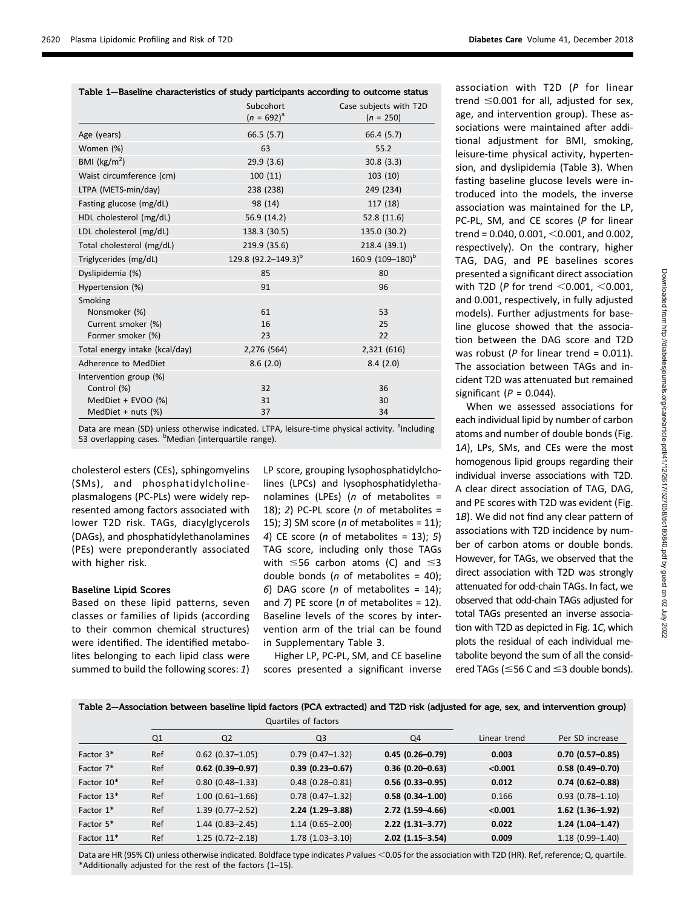**Table 1—Baseline characteristics of study participants according to outcome status**

| | Subcohort ($n$ = 692)[a] | Case subjects with T2D ($n$ = 250) |
|---|---|---|
| Age (years) | 66.5 (5.7) | 66.4 (5.7) |
| Women (%) | 63 | 55.2 |
| BMI (kg/m$^2$) | 29.9 (3.6) | 30.8 (3.3) |
| Waist circumference (cm) | 100 (11) | 103 (10) |
| LTPA (METS-min/day) | 238 (238) | 249 (234) |
| Fasting glucose (mg/dL) | 98 (14) | 117 (18) |
| HDL cholesterol (mg/dL) | 56.9 (14.2) | 52.8 (11.6) |
| LDL cholesterol (mg/dL) | 138.3 (30.5) | 135.0 (30.2) |
| Total cholesterol (mg/dL) | 219.9 (35.6) | 218.4 (39.1) |
| Triglycerides (mg/dL) | 129.8 (92.2–149.3)[b] | 160.9 (109–180)[b] |
| Dyslipidemia (%) | 85 | 80 |
| Hypertension (%) | 91 | 96 |
| Smoking | | |
| Nonsmoker (%) | 61 | 53 |
| Current smoker (%) | 16 | 25 |
| Former smoker (%) | 23 | 22 |
| Total energy intake (kcal/day) | 2,276 (564) | 2,321 (616) |
| Adherence to MedDiet | 8.6 (2.0) | 8.4 (2.0) |
| Intervention group (%) | | |
| Control (%) | 32 | 36 |
| MedDiet + EVOO (%) | 31 | 30 |
| MedDiet + nuts (%) | 37 | 34 |

Data are mean (SD) unless otherwise indicated. LTPA, leisure-time physical activity. [a]Including 53 overlapping cases. [b]Median (interquartile range).

cholesterol esters (CEs), sphingomyelins (SMs), and phosphatidylcholine-plasmalogens (PC-PLs) were widely represented among factors associated with lower T2D risk. TAGs, diacylglycerols (DAGs), and phosphatidylethanolamines (PEs) were preponderantly associated with higher risk.

### Baseline Lipid Scores

Based on these lipid patterns, seven classes or families of lipids (according to their common chemical structures) were identified. The identified metabolites belonging to each lipid class were summed to build the following scores: *1*) LP score, grouping lysophosphatidylcholines (LPCs) and lysophosphatidylethanolamines (LPEs) (*n* of metabolites = 18); *2*) PC-PL score (*n* of metabolites = 15); *3*) SM score (*n* of metabolites = 11); *4*) CE score (*n* of metabolites = 13); *5*) TAG score, including only those TAGs with ≤56 carbon atoms (C) and ≤3 double bonds (*n* of metabolites = 40); *6*) DAG score (*n* of metabolites = 14); and *7*) PE score (*n* of metabolites = 12). Baseline levels of the scores by intervention arm of the trial can be found in Supplementary Table 3.

Higher LP, PC-PL, SM, and CE baseline scores presented a significant inverse association with T2D (*P* for linear trend ≤0.001 for all, adjusted for sex, age, and intervention group). These associations were maintained after additional adjustment for BMI, smoking, leisure-time physical activity, hypertension, and dyslipidemia (Table 3). When fasting baseline glucose levels were introduced into the models, the inverse association was maintained for the LP, PC-PL, SM, and CE scores (*P* for linear trend = 0.040, 0.001, <0.001, and 0.002, respectively). On the contrary, higher TAG, DAG, and PE baselines scores presented a significant direct association with T2D (*P* for trend <0.001, <0.001, and 0.001, respectively, in fully adjusted models). Further adjustments for baseline glucose showed that the association between the DAG score and T2D was robust (*P* for linear trend = 0.011). The association between TAGs and incident T2D was attenuated but remained significant (*P* = 0.044).

When we assessed associations for each individual lipid by number of carbon atoms and number of double bonds (Fig. 1*A*), LPs, SMs, and CEs were the most homogenous lipid groups regarding their individual inverse associations with T2D. A clear direct association of TAG, DAG, and PE scores with T2D was evident (Fig. 1*B*). We did not find any clear pattern of associations with T2D incidence by number of carbon atoms or double bonds. However, for TAGs, we observed that the direct association with T2D was strongly attenuated for odd-chain TAGs. In fact, we observed that odd-chain TAGs adjusted for total TAGs presented an inverse association with T2D as depicted in Fig. 1*C*, which plots the residual of each individual metabolite beyond the sum of all the considered TAGs (≤56 C and ≤3 double bonds).

**Table 2—Association between baseline lipid factors (PCA extracted) and T2D risk (adjusted for age, sex, and intervention group)**

| | Quartiles of factors | | | | | |
|---|---|---|---|---|---|---|
| | Q1 | Q2 | Q3 | Q4 | Linear trend | Per SD increase |
| Factor 3* | Ref | 0.62 (0.37–1.05) | 0.79 (0.47–1.32) | **0.45 (0.26–0.79)** | **0.003** | **0.70 (0.57–0.85)** |
| Factor 7* | Ref | **0.62 (0.39–0.97)** | **0.39 (0.23–0.67)** | **0.36 (0.20–0.63)** | **<0.001** | **0.58 (0.49–0.70)** |
| Factor 10* | Ref | 0.80 (0.48–1.33) | **0.48 (0.28–0.81)** | **0.56 (0.33–0.95)** | **0.012** | **0.74 (0.62–0.88)** |
| Factor 13* | Ref | 1.00 (0.61–1.66) | 0.78 (0.47–1.32) | **0.58 (0.34–1.00)** | 0.166 | 0.93 (0.78–1.10) |
| Factor 1* | Ref | 1.39 (0.77–2.52) | **2.24 (1.29–3.88)** | **2.72 (1.59–4.66)** | **<0.001** | **1.62 (1.36–1.92)** |
| Factor 5* | Ref | 1.44 (0.83–2.45) | 1.14 (0.65–2.00) | **2.22 (1.31–3.77)** | **0.022** | **1.24 (1.04–1.47)** |
| Factor 11* | Ref | 1.25 (0.72–2.18) | **1.78 (1.03–3.10)** | **2.02 (1.15–3.54)** | **0.009** | 1.18 (0.99–1.40) |

Data are HR (95% CI) unless otherwise indicated. Boldface type indicates *P* values <0.05 for the association with T2D (HR). Ref, reference; Q, quartile. *Additionally adjusted for the rest of the factors (1–15).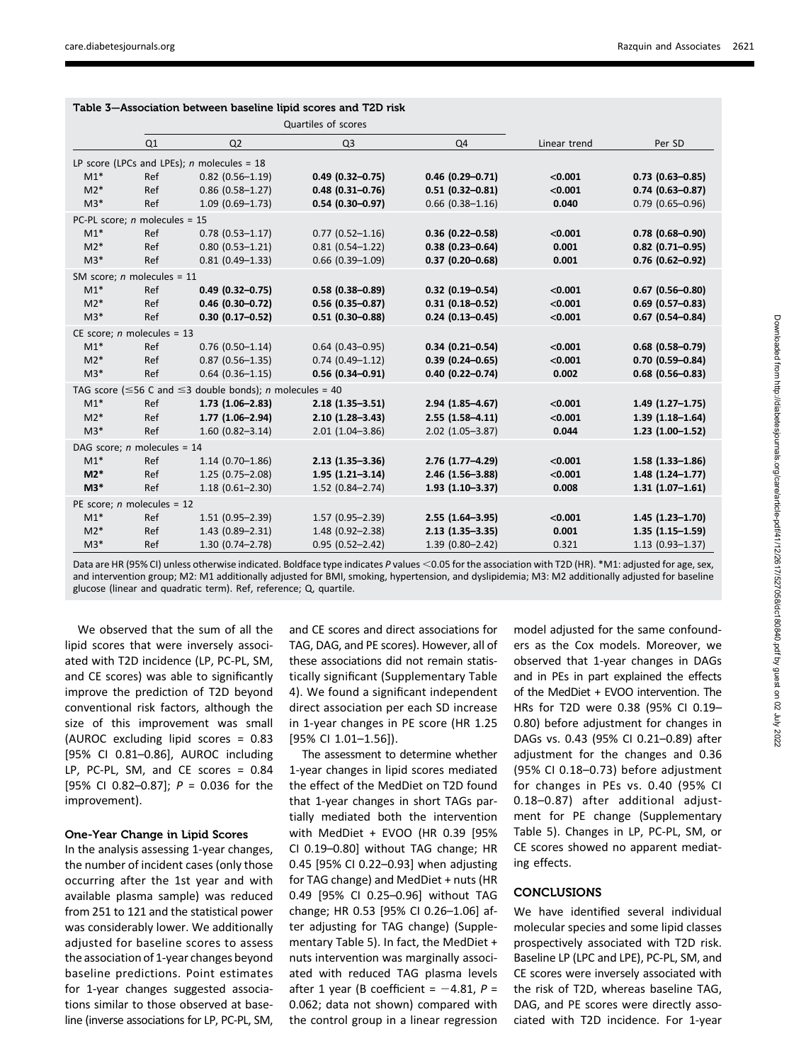**Table 3—Association between baseline lipid scores and T2D risk**

| | Quartiles of scores | | | | | |
|---|---|---|---|---|---|---|
| | Q1 | Q2 | Q3 | Q4 | Linear trend | Per SD |
| LP score (LPCs and LPEs); *n* molecules = 18 | | | | | | |
| M1* | Ref | 0.82 (0.56–1.19) | **0.49 (0.32–0.75)** | **0.46 (0.29–0.71)** | **<0.001** | **0.73 (0.63–0.85)** |
| M2* | Ref | 0.86 (0.58–1.27) | **0.48 (0.31–0.76)** | **0.51 (0.32–0.81)** | **<0.001** | **0.74 (0.63–0.87)** |
| M3* | Ref | 1.09 (0.69–1.73) | **0.54 (0.30–0.97)** | 0.66 (0.38–1.16) | **0.040** | 0.79 (0.65–0.96) |
| PC-PL score; *n* molecules = 15 | | | | | | |
| M1* | Ref | 0.78 (0.53–1.17) | 0.77 (0.52–1.16) | **0.36 (0.22–0.58)** | **<0.001** | **0.78 (0.68–0.90)** |
| M2* | Ref | 0.80 (0.53–1.21) | 0.81 (0.54–1.22) | **0.38 (0.23–0.64)** | **0.001** | **0.82 (0.71–0.95)** |
| M3* | Ref | 0.81 (0.49–1.33) | 0.66 (0.39–1.09) | **0.37 (0.20–0.68)** | **0.001** | **0.76 (0.62–0.92)** |
| SM score; *n* molecules = 11 | | | | | | |
| M1* | Ref | **0.49 (0.32–0.75)** | **0.58 (0.38–0.89)** | **0.32 (0.19–0.54)** | **<0.001** | **0.67 (0.56–0.80)** |
| M2* | Ref | **0.46 (0.30–0.72)** | **0.56 (0.35–0.87)** | **0.31 (0.18–0.52)** | **<0.001** | **0.69 (0.57–0.83)** |
| M3* | Ref | **0.30 (0.17–0.52)** | **0.51 (0.30–0.88)** | **0.24 (0.13–0.45)** | **<0.001** | **0.67 (0.54–0.84)** |
| CE score; *n* molecules = 13 | | | | | | |
| M1* | Ref | 0.76 (0.50–1.14) | 0.64 (0.43–0.95) | **0.34 (0.21–0.54)** | **<0.001** | **0.68 (0.58–0.79)** |
| M2* | Ref | 0.87 (0.56–1.35) | 0.74 (0.49–1.12) | **0.39 (0.24–0.65)** | **<0.001** | **0.70 (0.59–0.84)** |
| M3* | Ref | 0.64 (0.36–1.15) | **0.56 (0.34–0.91)** | **0.40 (0.22–0.74)** | **0.002** | **0.68 (0.56–0.83)** |
| TAG score (≤56 C and ≤3 double bonds); *n* molecules = 40 | | | | | | |
| M1* | Ref | **1.73 (1.06–2.83)** | **2.18 (1.35–3.51)** | **2.94 (1.85–4.67)** | **<0.001** | **1.49 (1.27–1.75)** |
| M2* | Ref | **1.77 (1.06–2.94)** | **2.10 (1.28–3.43)** | **2.55 (1.58–4.11)** | **<0.001** | **1.39 (1.18–1.64)** |
| M3* | Ref | 1.60 (0.82–3.14) | **2.01 (1.04–3.86)** | 2.02 (1.05–3.87) | **0.044** | **1.23 (1.00–1.52)** |
| DAG score; *n* molecules = 14 | | | | | | |
| M1* | Ref | 1.14 (0.70–1.86) | **2.13 (1.35–3.36)** | **2.76 (1.77–4.29)** | **<0.001** | **1.58 (1.33–1.86)** |
| **M2*** | Ref | 1.25 (0.75–2.08) | **1.95 (1.21–3.14)** | **2.46 (1.56–3.88)** | **<0.001** | **1.48 (1.24–1.77)** |
| **M3*** | Ref | 1.18 (0.61–2.30) | 1.52 (0.84–2.74) | **1.93 (1.10–3.37)** | **0.008** | **1.31 (1.07–1.61)** |
| PE score; *n* molecules = 12 | | | | | | |
| M1* | Ref | 1.51 (0.95–2.39) | 1.57 (0.95–2.39) | **2.55 (1.64–3.95)** | **<0.001** | **1.45 (1.23–1.70)** |
| M2* | Ref | 1.43 (0.89–2.31) | 1.48 (0.92–2.38) | **2.13 (1.35–3.35)** | **0.001** | **1.35 (1.15–1.59)** |
| M3* | Ref | 1.30 (0.74–2.78) | 0.95 (0.52–2.42) | 1.39 (0.80–2.42) | 0.321 | 1.13 (0.93–1.37) |

Data are HR (95% CI) unless otherwise indicated. Boldface type indicates *P* values <0.05 for the association with T2D (HR). *M1: adjusted for age, sex, and intervention group; M2: M1 additionally adjusted for BMI, smoking, hypertension, and dyslipidemia; M3: M2 additionally adjusted for baseline glucose (linear and quadratic term). Ref, reference; Q, quartile.

We observed that the sum of all the lipid scores that were inversely associated with T2D incidence (LP, PC-PL, SM, and CE scores) was able to significantly improve the prediction of T2D beyond conventional risk factors, although the size of this improvement was small (AUROC excluding lipid scores = 0.83 [95% CI 0.81–0.86], AUROC including LP, PC-PL, SM, and CE scores = 0.84 [95% CI 0.82–0.87]; *P* = 0.036 for the improvement).

### One-Year Change in Lipid Scores

In the analysis assessing 1-year changes, the number of incident cases (only those occurring after the 1st year and with available plasma sample) was reduced from 251 to 121 and the statistical power was considerably lower. We additionally adjusted for baseline scores to assess the association of 1-year changes beyond baseline predictions. Point estimates for 1-year changes suggested associations similar to those observed at baseline (inverse associations for LP, PC-PL, SM, and CE scores and direct associations for TAG, DAG, and PE scores). However, all of these associations did not remain statistically significant (Supplementary Table 4). We found a significant independent direct association per each SD increase in 1-year changes in PE score (HR 1.25 [95% CI 1.01–1.56]).

The assessment to determine whether 1-year changes in lipid scores mediated the effect of the MedDiet on T2D found that 1-year changes in short TAGs partially mediated both the intervention with MedDiet + EVOO (HR 0.39 [95% CI 0.19–0.80] without TAG change; HR 0.45 [95% CI 0.22–0.93] when adjusting for TAG change) and MedDiet + nuts (HR 0.49 [95% CI 0.25–0.96] without TAG change; HR 0.53 [95% CI 0.26–1.06] after adjusting for TAG change) (Supplementary Table 5). In fact, the MedDiet + nuts intervention was marginally associated with reduced TAG plasma levels after 1 year (B coefficient = −4.81, *P* = 0.062; data not shown) compared with the control group in a linear regression model adjusted for the same confounders as the Cox models. Moreover, we observed that 1-year changes in DAGs and in PEs in part explained the effects of the MedDiet + EVOO intervention. The HRs for T2D were 0.38 (95% CI 0.19–0.80) before adjustment for changes in DAGs vs. 0.43 (95% CI 0.21–0.89) after adjustment for the changes and 0.36 (95% CI 0.18–0.73) before adjustment for changes in PEs vs. 0.40 (95% CI 0.18–0.87) after additional adjustment for PE change (Supplementary Table 5). Changes in LP, PC-PL, SM, or CE scores showed no apparent mediating effects.

## CONCLUSIONS

We have identified several individual molecular species and some lipid classes prospectively associated with T2D risk. Baseline LP (LPC and LPE), PC-PL, SM, and CE scores were inversely associated with the risk of T2D, whereas baseline TAG, DAG, and PE scores were directly associated with T2D incidence. For 1-year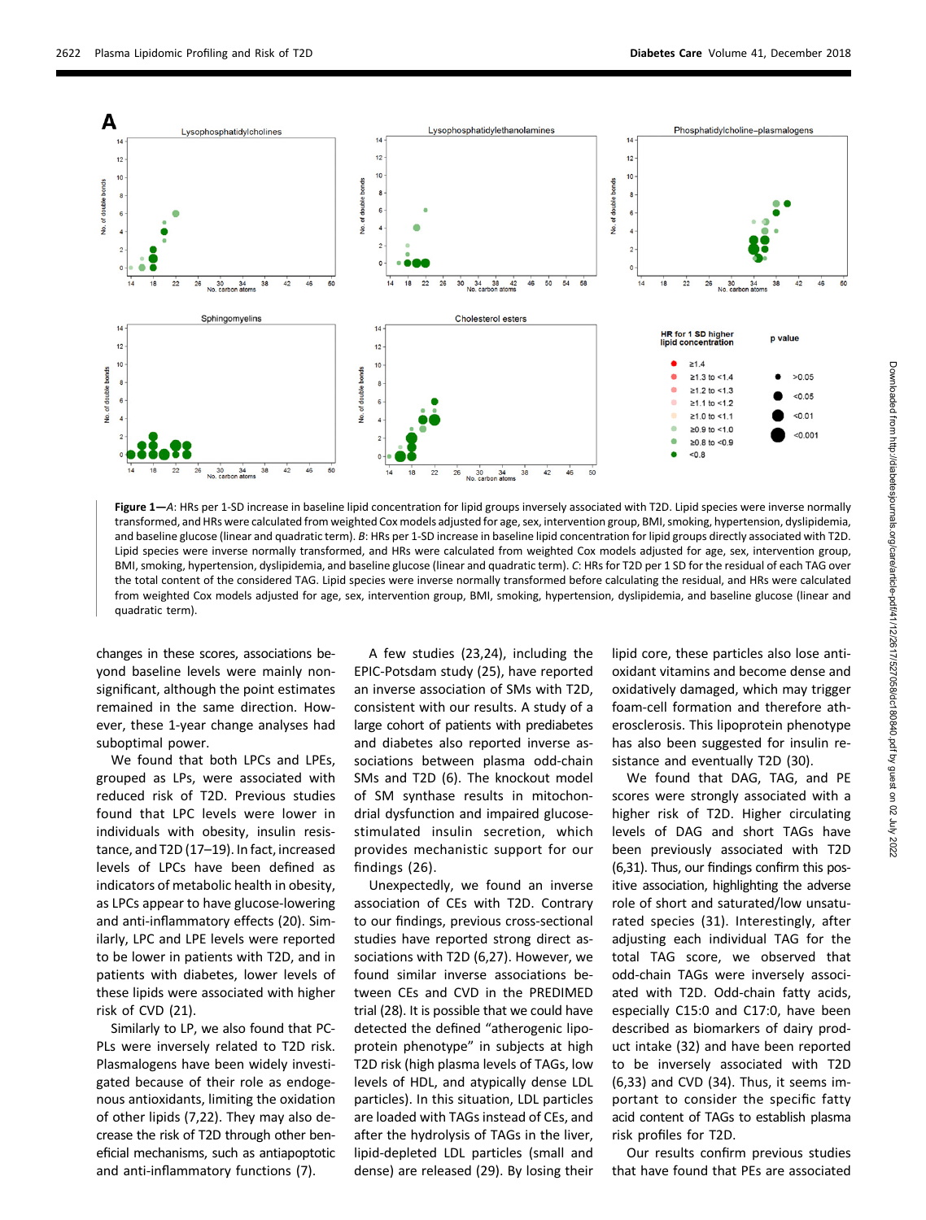**Figure 1**—*A*: HRs per 1-SD increase in baseline lipid concentration for lipid groups inversely associated with T2D. Lipid species were inverse normally transformed, and HRs were calculated from weighted Cox models adjusted for age, sex, intervention group, BMI, smoking, hypertension, dyslipidemia, and baseline glucose (linear and quadratic term). *B*: HRs per 1-SD increase in baseline lipid concentration for lipid groups directly associated with T2D. Lipid species were inverse normally transformed, and HRs were calculated from weighted Cox models adjusted for age, sex, intervention group, BMI, smoking, hypertension, dyslipidemia, and baseline glucose (linear and quadratic term). *C*: HRs for T2D per 1 SD for the residual of each TAG over the total content of the considered TAG. Lipid species were inverse normally transformed before calculating the residual, and HRs were calculated from weighted Cox models adjusted for age, sex, intervention group, BMI, smoking, hypertension, dyslipidemia, and baseline glucose (linear and quadratic term).

changes in these scores, associations beyond baseline levels were mainly nonsignificant, although the point estimates remained in the same direction. However, these 1-year change analyses had suboptimal power.

We found that both LPCs and LPEs, grouped as LPs, were associated with reduced risk of T2D. Previous studies found that LPC levels were lower in individuals with obesity, insulin resistance, and T2D (17–19). In fact, increased levels of LPCs have been defined as indicators of metabolic health in obesity, as LPCs appear to have glucose-lowering and anti-inflammatory effects (20). Similarly, LPC and LPE levels were reported to be lower in patients with T2D, and in patients with diabetes, lower levels of these lipids were associated with higher risk of CVD (21).

Similarly to LP, we also found that PC-PLs were inversely related to T2D risk. Plasmalogens have been widely investigated because of their role as endogenous antioxidants, limiting the oxidation of other lipids (7,22). They may also decrease the risk of T2D through other beneficial mechanisms, such as antiapoptotic and anti-inflammatory functions (7).

A few studies (23,24), including the EPIC-Potsdam study (25), have reported an inverse association of SMs with T2D, consistent with our results. A study of a large cohort of patients with prediabetes and diabetes also reported inverse associations between plasma odd-chain SMs and T2D (6). The knockout model of SM synthase results in mitochondrial dysfunction and impaired glucose-stimulated insulin secretion, which provides mechanistic support for our findings (26).

Unexpectedly, we found an inverse association of CEs with T2D. Contrary to our findings, previous cross-sectional studies have reported strong direct associations with T2D (6,27). However, we found similar inverse associations between CEs and CVD in the PREDIMED trial (28). It is possible that we could have detected the defined "atherogenic lipoprotein phenotype" in subjects at high T2D risk (high plasma levels of TAGs, low levels of HDL, and atypically dense LDL particles). In this situation, LDL particles are loaded with TAGs instead of CEs, and after the hydrolysis of TAGs in the liver, lipid-depleted LDL particles (small and dense) are released (29). By losing their lipid core, these particles also lose antioxidant vitamins and become dense and oxidatively damaged, which may trigger foam-cell formation and therefore atherosclerosis. This lipoprotein phenotype has also been suggested for insulin resistance and eventually T2D (30).

We found that DAG, TAG, and PE scores were strongly associated with a higher risk of T2D. Higher circulating levels of DAG and short TAGs have been previously associated with T2D (6,31). Thus, our findings confirm this positive association, highlighting the adverse role of short and saturated/low unsaturated species (31). Interestingly, after adjusting each individual TAG for the total TAG score, we observed that odd-chain TAGs were inversely associated with T2D. Odd-chain fatty acids, especially C15:0 and C17:0, have been described as biomarkers of dairy product intake (32) and have been reported to be inversely associated with T2D (6,33) and CVD (34). Thus, it seems important to consider the specific fatty acid content of TAGs to establish plasma risk profiles for T2D.

Our results confirm previous studies that have found that PEs are associated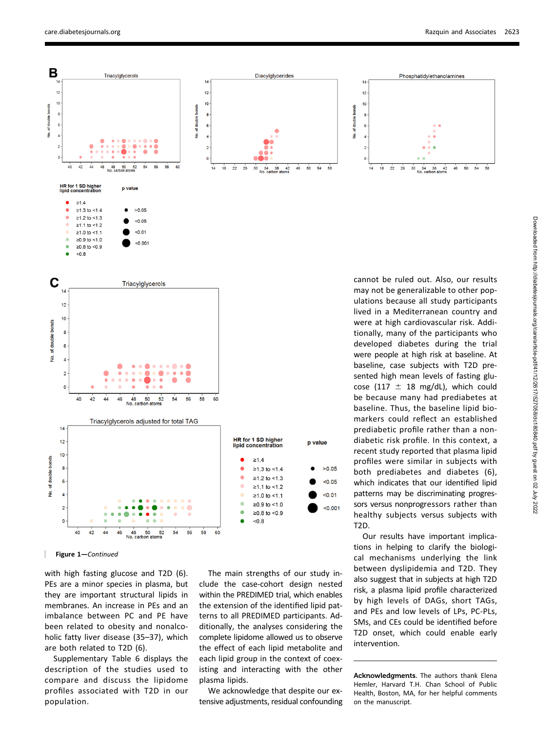Figure 1—*Continued*

with high fasting glucose and T2D (6). PEs are a minor species in plasma, but they are important structural lipids in membranes. An increase in PEs and an imbalance between PC and PE have been related to obesity and nonalcoholic fatty liver disease (35–37), which are both related to T2D (6).

Supplementary Table 6 displays the description of the studies used to compare and discuss the lipidome profiles associated with T2D in our population.

The main strengths of our study include the case-cohort design nested within the PREDIMED trial, which enables the extension of the identified lipid patterns to all PREDIMED participants. Additionally, the analyses considering the complete lipidome allowed us to observe the effect of each lipid metabolite and each lipid group in the context of coexisting and interacting with the other plasma lipids.

We acknowledge that despite our extensive adjustments, residual confounding cannot be ruled out. Also, our results may not be generalizable to other populations because all study participants lived in a Mediterranean country and were at high cardiovascular risk. Additionally, many of the participants who developed diabetes during the trial were people at high risk at baseline. At baseline, case subjects with T2D presented high mean levels of fasting glucose (117 ± 18 mg/dL), which could be because many had prediabetes at baseline. Thus, the baseline lipid biomarkers could reflect an established prediabetic profile rather than a nondiabetic risk profile. In this context, a recent study reported that plasma lipid profiles were similar in subjects with both prediabetes and diabetes (6), which indicates that our identified lipid patterns may be discriminating progressors versus nonprogressors rather than healthy subjects versus subjects with T2D.

Our results have important implications in helping to clarify the biological mechanisms underlying the link between dyslipidemia and T2D. They also suggest that in subjects at high T2D risk, a plasma lipid profile characterized by high levels of DAGs, short TAGs, and PEs and low levels of LPs, PC-PLs, SMs, and CEs could be identified before T2D onset, which could enable early intervention.

**Acknowledgments.** The authors thank Elena Hemler, Harvard T.H. Chan School of Public Health, Boston, MA, for her helpful comments on the manuscript.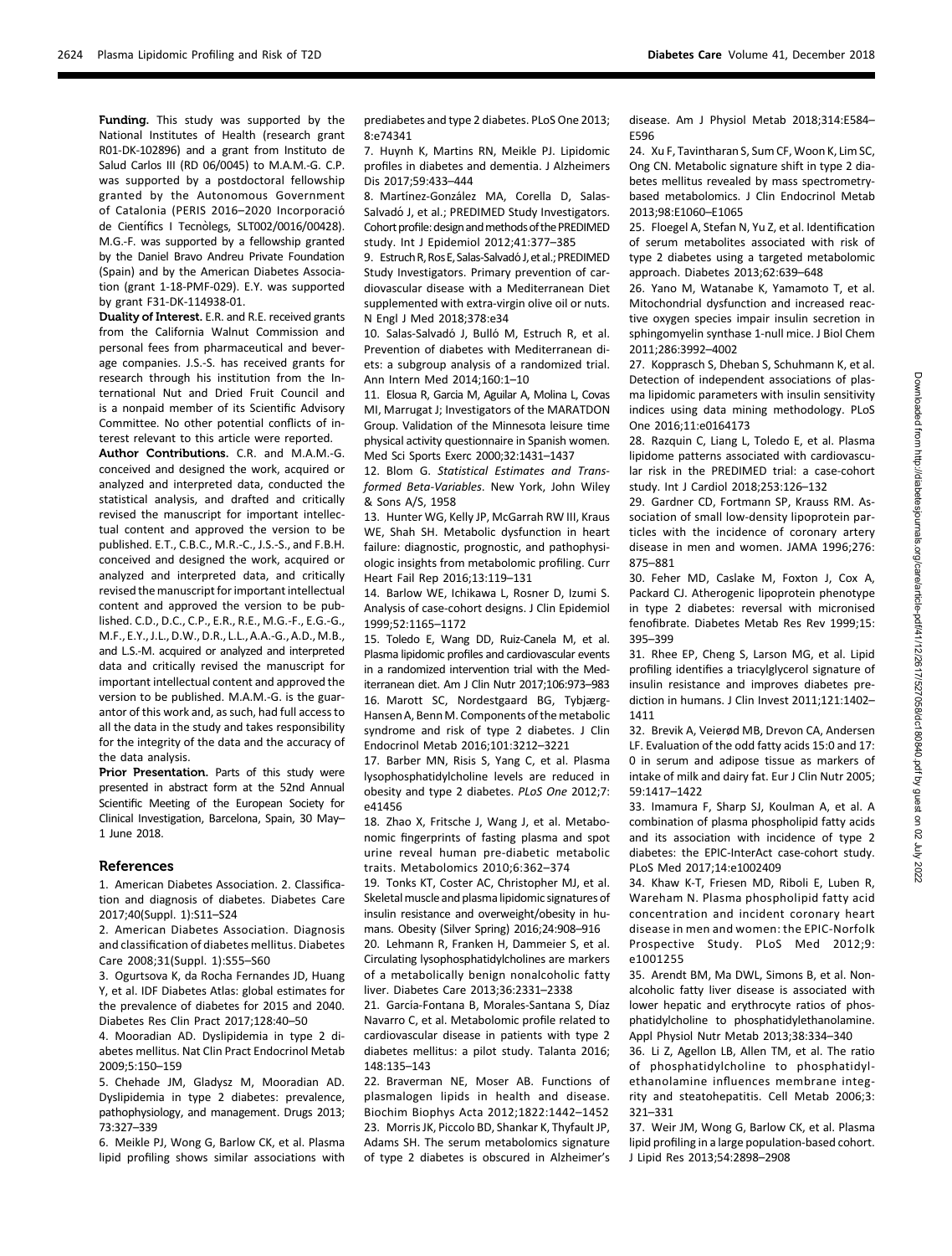**Funding.** This study was supported by the National Institutes of Health (research grant R01-DK-102896) and a grant from Instituto de Salud Carlos III (RD 06/0045) to M.A.M.-G. C.P. was supported by a postdoctoral fellowship granted by the Autonomous Government of Catalonia (PERIS 2016–2020 Incorporació de Científics I Tecnòlegs, SLT002/0016/00428). M.G.-F. was supported by a fellowship granted by the Daniel Bravo Andreu Private Foundation (Spain) and by the American Diabetes Association (grant 1-18-PMF-029). E.Y. was supported by grant F31-DK-114938-01.

**Duality of Interest.** E.R. and R.E. received grants from the California Walnut Commission and personal fees from pharmaceutical and beverage companies. J.S.-S. has received grants for research through his institution from the International Nut and Dried Fruit Council and is a nonpaid member of its Scientific Advisory Committee. No other potential conflicts of interest relevant to this article were reported.

**Author Contributions.** C.R. and M.A.M.-G. conceived and designed the work, acquired or analyzed and interpreted data, conducted the statistical analysis, and drafted and critically revised the manuscript for important intellectual content and approved the version to be published. E.T., C.B.C., M.R.-C., J.S.-S., and F.B.H. conceived and designed the work, acquired or analyzed and interpreted data, and critically revised the manuscript for important intellectual content and approved the version to be published. C.D., D.C., C.P., E.R., R.E., M.G.-F., E.G.-G., M.F., E.Y., J.L., D.W., D.R., L.L., A.A.-G., A.D., M.B., and L.S.-M. acquired or analyzed and interpreted data and critically revised the manuscript for important intellectual content and approved the version to be published. M.A.M.-G. is the guarantor of this work and, as such, had full access to all the data in the study and takes responsibility for the integrity of the data and the accuracy of the data analysis.

**Prior Presentation.** Parts of this study were presented in abstract form at the 52nd Annual Scientific Meeting of the European Society for Clinical Investigation, Barcelona, Spain, 30 May–1 June 2018.

## References

1. American Diabetes Association. 2. Classification and diagnosis of diabetes. Diabetes Care 2017;40(Suppl. 1):S11–S24
2. American Diabetes Association. Diagnosis and classification of diabetes mellitus. Diabetes Care 2008;31(Suppl. 1):S55–S60
3. Ogurtsova K, da Rocha Fernandes JD, Huang Y, et al. IDF Diabetes Atlas: global estimates for the prevalence of diabetes for 2015 and 2040. Diabetes Res Clin Pract 2017;128:40–50
4. Mooradian AD. Dyslipidemia in type 2 diabetes mellitus. Nat Clin Pract Endocrinol Metab 2009;5:150–159
5. Chehade JM, Gladysz M, Mooradian AD. Dyslipidemia in type 2 diabetes: prevalence, pathophysiology, and management. Drugs 2013;73:327–339
6. Meikle PJ, Wong G, Barlow CK, et al. Plasma lipid profiling shows similar associations with prediabetes and type 2 diabetes. PLoS One 2013;8:e74341
7. Huynh K, Martins RN, Meikle PJ. Lipidomic profiles in diabetes and dementia. J Alzheimers Dis 2017;59:433–444
8. Martínez-González MA, Corella D, Salas-Salvadó J, et al.; PREDIMED Study Investigators. Cohort profile: design and methods of the PREDIMED study. Int J Epidemiol 2012;41:377–385
9. Estruch R, Ros E, Salas-Salvadó J, et al.; PREDIMED Study Investigators. Primary prevention of cardiovascular disease with a Mediterranean Diet supplemented with extra-virgin olive oil or nuts. N Engl J Med 2018;378:e34
10. Salas-Salvadó J, Bulló M, Estruch R, et al. Prevention of diabetes with Mediterranean diets: a subgroup analysis of a randomized trial. Ann Intern Med 2014;160:1–10
11. Elosua R, Garcia M, Aguilar A, Molina L, Covas MI, Marrugat J; Investigators of the MARATDON Group. Validation of the Minnesota leisure time physical activity questionnaire in Spanish women. Med Sci Sports Exerc 2000;32:1431–1437
12. Blom G. *Statistical Estimates and Transformed Beta-Variables*. New York, John Wiley & Sons A/S, 1958
13. Hunter WG, Kelly JP, McGarrah RW III, Kraus WE, Shah SH. Metabolic dysfunction in heart failure: diagnostic, prognostic, and pathophysiologic insights from metabolomic profiling. Curr Heart Fail Rep 2016;13:119–131
14. Barlow WE, Ichikawa L, Rosner D, Izumi S. Analysis of case-cohort designs. J Clin Epidemiol 1999;52:1165–1172
15. Toledo E, Wang DD, Ruiz-Canela M, et al. Plasma lipidomic profiles and cardiovascular events in a randomized intervention trial with the Mediterranean diet. Am J Clin Nutr 2017;106:973–983
16. Marott SC, Nordestgaard BG, Tybjærg-Hansen A, Benn M. Components of the metabolic syndrome and risk of type 2 diabetes. J Clin Endocrinol Metab 2016;101:3212–3221
17. Barber MN, Risis S, Yang C, et al. Plasma lysophosphatidylcholine levels are reduced in obesity and type 2 diabetes. *PLoS One* 2012;7:e41456
18. Zhao X, Fritsche J, Wang J, et al. Metabonomic fingerprints of fasting plasma and spot urine reveal human pre-diabetic metabolic traits. Metabolomics 2010;6:362–374
19. Tonks KT, Coster AC, Christopher MJ, et al. Skeletal muscle and plasma lipidomic signatures of insulin resistance and overweight/obesity in humans. Obesity (Silver Spring) 2016;24:908–916
20. Lehmann R, Franken H, Dammeier S, et al. Circulating lysophosphatidylcholines are markers of a metabolically benign nonalcoholic fatty liver. Diabetes Care 2013;36:2331–2338
21. García-Fontana B, Morales-Santana S, Díaz Navarro C, et al. Metabolomic profile related to cardiovascular disease in patients with type 2 diabetes mellitus: a pilot study. Talanta 2016;148:135–143
22. Braverman NE, Moser AB. Functions of plasmalogen lipids in health and disease. Biochim Biophys Acta 2012;1822:1442–1452
23. Morris JK, Piccolo BD, Shankar K, Thyfault JP, Adams SH. The serum metabolomics signature of type 2 diabetes is obscured in Alzheimer's disease. Am J Physiol Metab 2018;314:E584–E596
24. Xu F, Tavintharan S, Sum CF, Woon K, Lim SC, Ong CN. Metabolic signature shift in type 2 diabetes mellitus revealed by mass spectrometry-based metabolomics. J Clin Endocrinol Metab 2013;98:E1060–E1065
25. Floegel A, Stefan N, Yu Z, et al. Identification of serum metabolites associated with risk of type 2 diabetes using a targeted metabolomic approach. Diabetes 2013;62:639–648
26. Yano M, Watanabe K, Yamamoto T, et al. Mitochondrial dysfunction and increased reactive oxygen species impair insulin secretion in sphingomyelin synthase 1-null mice. J Biol Chem 2011;286:3992–4002
27. Kopprasch S, Dheban S, Schuhmann K, et al. Detection of independent associations of plasma lipidomic parameters with insulin sensitivity indices using data mining methodology. PLoS One 2016;11:e0164173
28. Razquin C, Liang L, Toledo E, et al. Plasma lipidome patterns associated with cardiovascular risk in the PREDIMED trial: a case-cohort study. Int J Cardiol 2018;253:126–132
29. Gardner CD, Fortmann SP, Krauss RM. Association of small low-density lipoprotein particles with the incidence of coronary artery disease in men and women. JAMA 1996;276:875–881
30. Feher MD, Caslake M, Foxton J, Cox A, Packard CJ. Atherogenic lipoprotein phenotype in type 2 diabetes: reversal with micronised fenofibrate. Diabetes Metab Res Rev 1999;15:395–399
31. Rhee EP, Cheng S, Larson MG, et al. Lipid profiling identifies a triacylglycerol signature of insulin resistance and improves diabetes prediction in humans. J Clin Invest 2011;121:1402–1411
32. Brevik A, Veierød MB, Drevon CA, Andersen LF. Evaluation of the odd fatty acids 15:0 and 17:0 in serum and adipose tissue as markers of intake of milk and dairy fat. Eur J Clin Nutr 2005;59:1417–1422
33. Imamura F, Sharp SJ, Koulman A, et al. A combination of plasma phospholipid fatty acids and its association with incidence of type 2 diabetes: the EPIC-InterAct case-cohort study. PLoS Med 2017;14:e1002409
34. Khaw K-T, Friesen MD, Riboli E, Luben R, Wareham N. Plasma phospholipid fatty acid concentration and incident coronary heart disease in men and women: the EPIC-Norfolk Prospective Study. PLoS Med 2012;9:e1001255
35. Arendt BM, Ma DWL, Simons B, et al. Nonalcoholic fatty liver disease is associated with lower hepatic and erythrocyte ratios of phosphatidylcholine to phosphatidylethanolamine. Appl Physiol Nutr Metab 2013;38:334–340
36. Li Z, Agellon LB, Allen TM, et al. The ratio of phosphatidylcholine to phosphatidylethanolamine influences membrane integrity and steatohepatitis. Cell Metab 2006;3:321–331
37. Weir JM, Wong G, Barlow CK, et al. Plasma lipid profiling in a large population-based cohort. J Lipid Res 2013;54:2898–2908